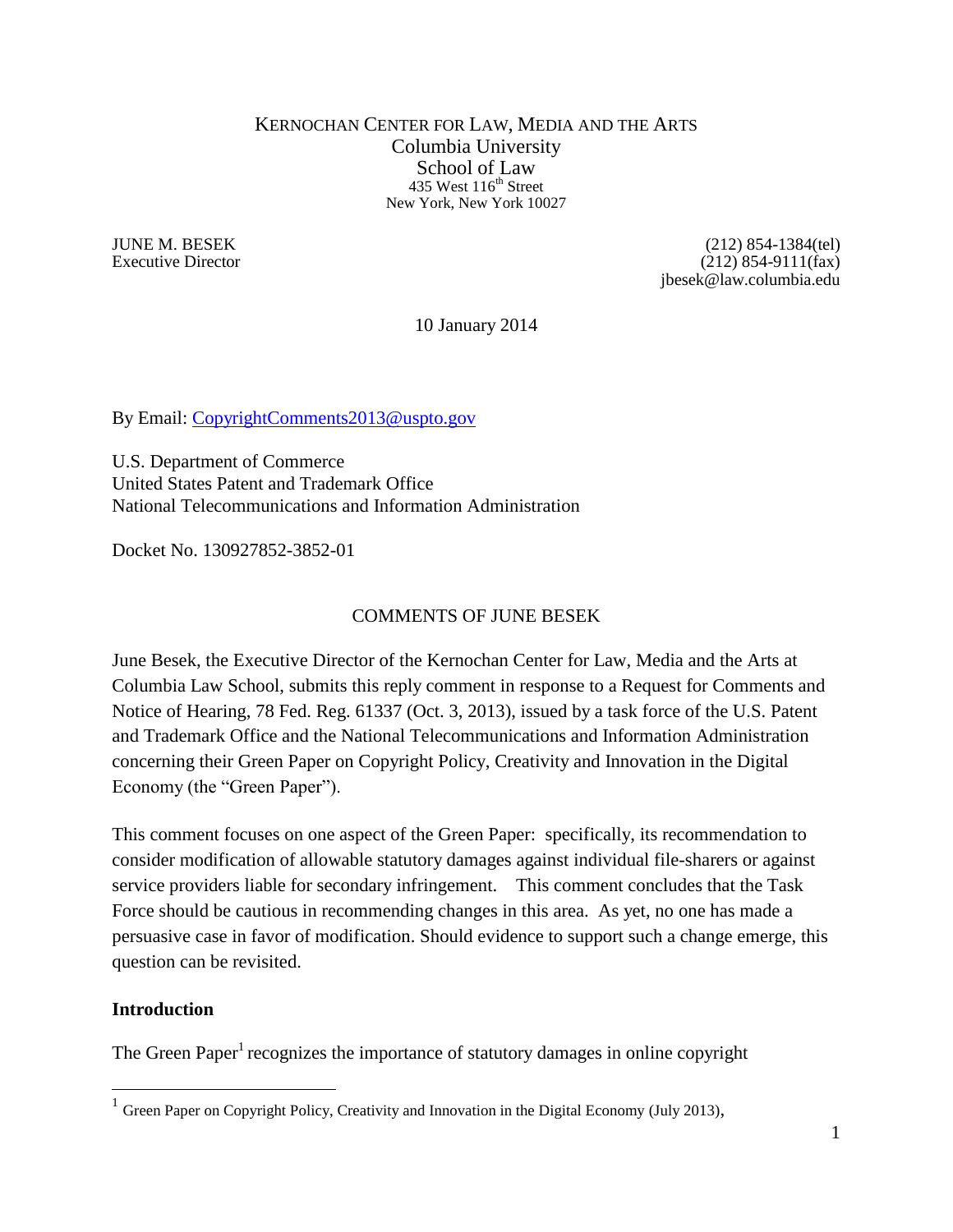KERNOCHAN CENTER FOR LAW, MEDIA AND THE ARTS
Columbia University
School of Law
435 West 116th Street
New York, New York 10027

JUNE M. BESEK
Executive Director

(212) 854-1384(tel)
(212) 854-9111(fax)
jbesek@law.columbia.edu

10 January 2014

By Email: CopyrightComments2013@uspto.gov

U.S. Department of Commerce
United States Patent and Trademark Office
National Telecommunications and Information Administration

Docket No. 130927852-3852-01

COMMENTS OF JUNE BESEK

June Besek, the Executive Director of the Kernochan Center for Law, Media and the Arts at Columbia Law School, submits this reply comment in response to a Request for Comments and Notice of Hearing, 78 Fed. Reg. 61337 (Oct. 3, 2013), issued by a task force of the U.S. Patent and Trademark Office and the National Telecommunications and Information Administration concerning their Green Paper on Copyright Policy, Creativity and Innovation in the Digital Economy (the "Green Paper").

This comment focuses on one aspect of the Green Paper: specifically, its recommendation to consider modification of allowable statutory damages against individual file-sharers or against service providers liable for secondary infringement. This comment concludes that the Task Force should be cautious in recommending changes in this area. As yet, no one has made a persuasive case in favor of modification. Should evidence to support such a change emerge, this question can be revisited.

**Introduction**

The Green Paper[1] recognizes the importance of statutory damages in online copyright

[1] Green Paper on Copyright Policy, Creativity and Innovation in the Digital Economy (July 2013),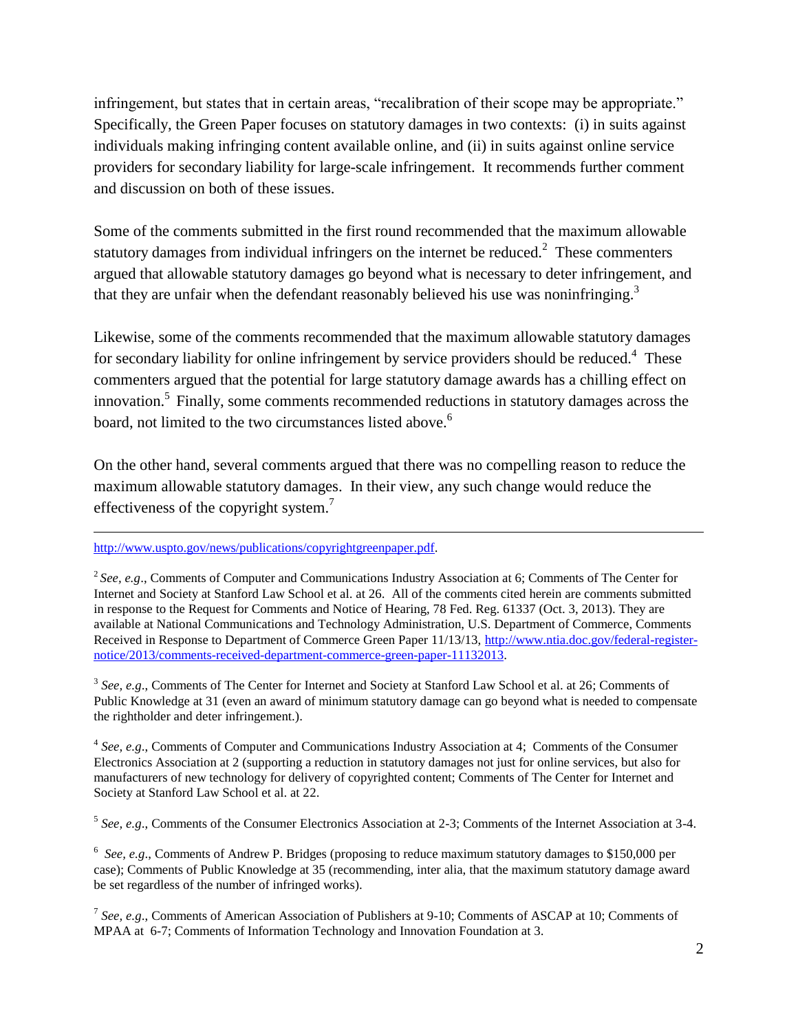infringement, but states that in certain areas, "recalibration of their scope may be appropriate." Specifically, the Green Paper focuses on statutory damages in two contexts: (i) in suits against individuals making infringing content available online, and (ii) in suits against online service providers for secondary liability for large-scale infringement. It recommends further comment and discussion on both of these issues.

Some of the comments submitted in the first round recommended that the maximum allowable statutory damages from individual infringers on the internet be reduced.[2] These commenters argued that allowable statutory damages go beyond what is necessary to deter infringement, and that they are unfair when the defendant reasonably believed his use was noninfringing.[3]

Likewise, some of the comments recommended that the maximum allowable statutory damages for secondary liability for online infringement by service providers should be reduced.[4] These commenters argued that the potential for large statutory damage awards has a chilling effect on innovation.[5] Finally, some comments recommended reductions in statutory damages across the board, not limited to the two circumstances listed above.[6]

On the other hand, several comments argued that there was no compelling reason to reduce the maximum allowable statutory damages. In their view, any such change would reduce the effectiveness of the copyright system.[7]

---

http://www.uspto.gov/news/publications/copyrightgreenpaper.pdf.

[2] *See, e.g*., Comments of Computer and Communications Industry Association at 6; Comments of The Center for Internet and Society at Stanford Law School et al. at 26. All of the comments cited herein are comments submitted in response to the Request for Comments and Notice of Hearing, 78 Fed. Reg. 61337 (Oct. 3, 2013). They are available at National Communications and Technology Administration, U.S. Department of Commerce, Comments Received in Response to Department of Commerce Green Paper 11/13/13, http://www.ntia.doc.gov/federal-register-notice/2013/comments-received-department-commerce-green-paper-11132013.

[3] *See, e.g*., Comments of The Center for Internet and Society at Stanford Law School et al. at 26; Comments of Public Knowledge at 31 (even an award of minimum statutory damage can go beyond what is needed to compensate the rightholder and deter infringement.).

[4] *See, e.g*., Comments of Computer and Communications Industry Association at 4; Comments of the Consumer Electronics Association at 2 (supporting a reduction in statutory damages not just for online services, but also for manufacturers of new technology for delivery of copyrighted content; Comments of The Center for Internet and Society at Stanford Law School et al. at 22.

[5] *See, e.g*., Comments of the Consumer Electronics Association at 2-3; Comments of the Internet Association at 3-4.

[6] *See, e.g*., Comments of Andrew P. Bridges (proposing to reduce maximum statutory damages to $150,000 per case); Comments of Public Knowledge at 35 (recommending, inter alia, that the maximum statutory damage award be set regardless of the number of infringed works).

[7] *See, e.g*., Comments of American Association of Publishers at 9-10; Comments of ASCAP at 10; Comments of MPAA at 6-7; Comments of Information Technology and Innovation Foundation at 3.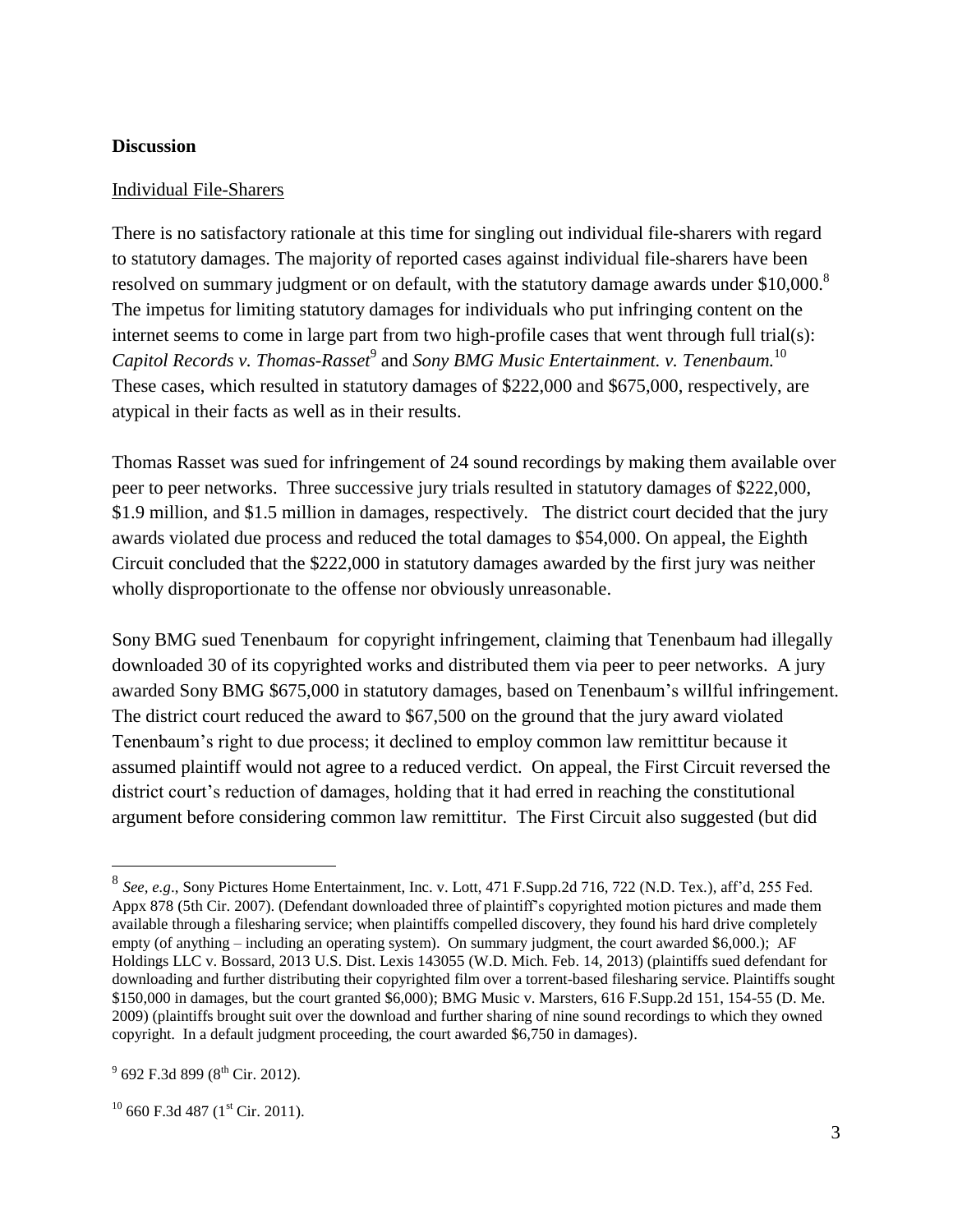**Discussion**

Individual File-Sharers

There is no satisfactory rationale at this time for singling out individual file-sharers with regard to statutory damages. The majority of reported cases against individual file-sharers have been resolved on summary judgment or on default, with the statutory damage awards under $10,000.[8] The impetus for limiting statutory damages for individuals who put infringing content on the internet seems to come in large part from two high-profile cases that went through full trial(s): *Capitol Records v. Thomas-Rasset*[9] and *Sony BMG Music Entertainment. v. Tenenbaum.*[10] These cases, which resulted in statutory damages of $222,000 and $675,000, respectively, are atypical in their facts as well as in their results.

Thomas Rasset was sued for infringement of 24 sound recordings by making them available over peer to peer networks. Three successive jury trials resulted in statutory damages of $222,000, $1.9 million, and $1.5 million in damages, respectively. The district court decided that the jury awards violated due process and reduced the total damages to $54,000. On appeal, the Eighth Circuit concluded that the $222,000 in statutory damages awarded by the first jury was neither wholly disproportionate to the offense nor obviously unreasonable.

Sony BMG sued Tenenbaum for copyright infringement, claiming that Tenenbaum had illegally downloaded 30 of its copyrighted works and distributed them via peer to peer networks. A jury awarded Sony BMG $675,000 in statutory damages, based on Tenenbaum's willful infringement. The district court reduced the award to $67,500 on the ground that the jury award violated Tenenbaum's right to due process; it declined to employ common law remittitur because it assumed plaintiff would not agree to a reduced verdict. On appeal, the First Circuit reversed the district court's reduction of damages, holding that it had erred in reaching the constitutional argument before considering common law remittitur. The First Circuit also suggested (but did

---

[8] *See, e.g*., Sony Pictures Home Entertainment, Inc. v. Lott, 471 F.Supp.2d 716, 722 (N.D. Tex.), aff'd, 255 Fed. Appx 878 (5th Cir. 2007). (Defendant downloaded three of plaintiff's copyrighted motion pictures and made them available through a filesharing service; when plaintiffs compelled discovery, they found his hard drive completely empty (of anything – including an operating system). On summary judgment, the court awarded $6,000.); AF Holdings LLC v. Bossard, 2013 U.S. Dist. Lexis 143055 (W.D. Mich. Feb. 14, 2013) (plaintiffs sued defendant for downloading and further distributing their copyrighted film over a torrent-based filesharing service. Plaintiffs sought $150,000 in damages, but the court granted $6,000); BMG Music v. Marsters, 616 F.Supp.2d 151, 154-55 (D. Me. 2009) (plaintiffs brought suit over the download and further sharing of nine sound recordings to which they owned copyright. In a default judgment proceeding, the court awarded $6,750 in damages).

[9] 692 F.3d 899 (8th Cir. 2012).

[10] 660 F.3d 487 (1st Cir. 2011).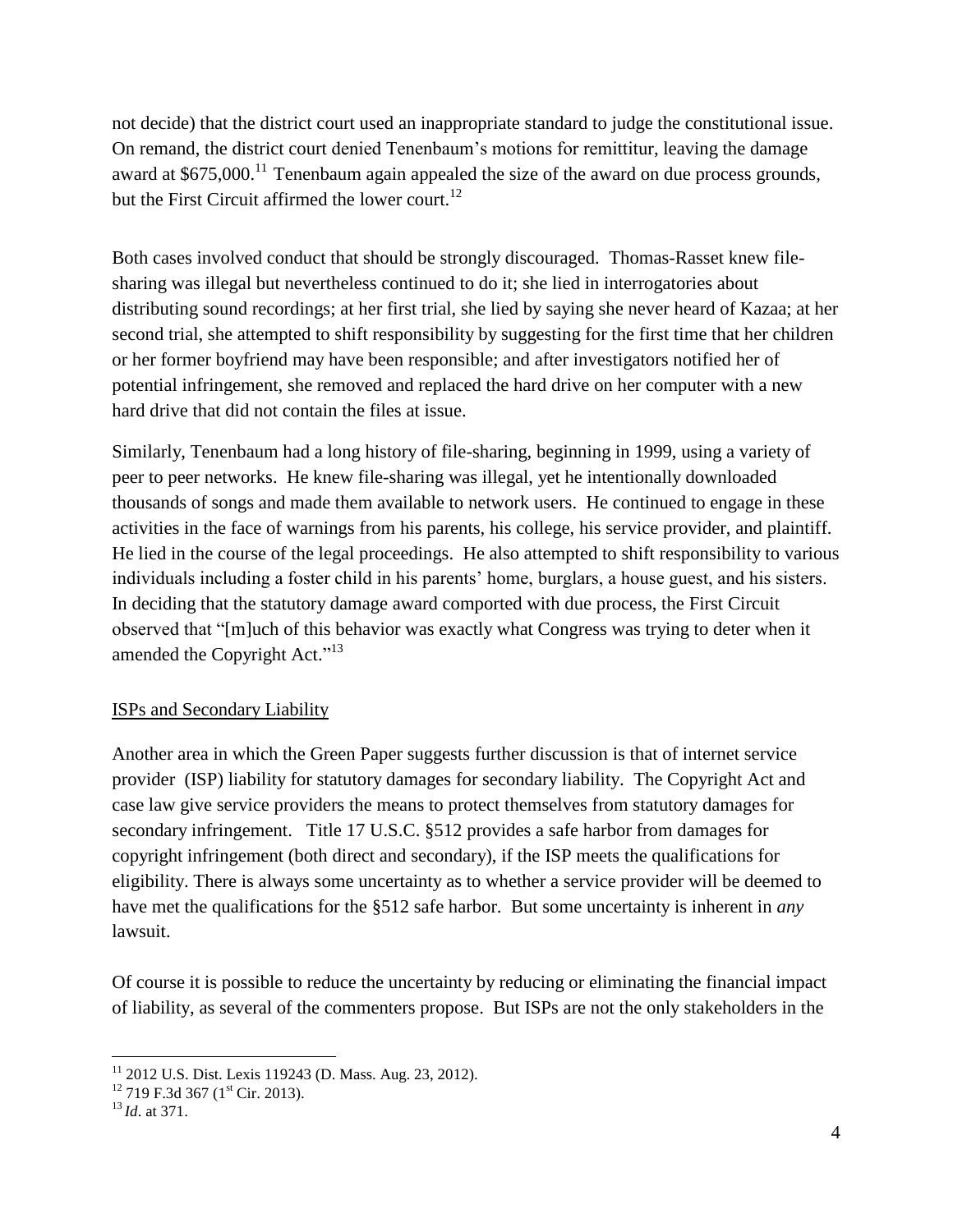not decide) that the district court used an inappropriate standard to judge the constitutional issue. On remand, the district court denied Tenenbaum's motions for remittitur, leaving the damage award at $675,000.[11] Tenenbaum again appealed the size of the award on due process grounds, but the First Circuit affirmed the lower court.[12]

Both cases involved conduct that should be strongly discouraged. Thomas-Rasset knew file-sharing was illegal but nevertheless continued to do it; she lied in interrogatories about distributing sound recordings; at her first trial, she lied by saying she never heard of Kazaa; at her second trial, she attempted to shift responsibility by suggesting for the first time that her children or her former boyfriend may have been responsible; and after investigators notified her of potential infringement, she removed and replaced the hard drive on her computer with a new hard drive that did not contain the files at issue.

Similarly, Tenenbaum had a long history of file-sharing, beginning in 1999, using a variety of peer to peer networks. He knew file-sharing was illegal, yet he intentionally downloaded thousands of songs and made them available to network users. He continued to engage in these activities in the face of warnings from his parents, his college, his service provider, and plaintiff. He lied in the course of the legal proceedings. He also attempted to shift responsibility to various individuals including a foster child in his parents' home, burglars, a house guest, and his sisters. In deciding that the statutory damage award comported with due process, the First Circuit observed that "[m]uch of this behavior was exactly what Congress was trying to deter when it amended the Copyright Act."[13]

## ISPs and Secondary Liability

Another area in which the Green Paper suggests further discussion is that of internet service provider (ISP) liability for statutory damages for secondary liability. The Copyright Act and case law give service providers the means to protect themselves from statutory damages for secondary infringement. Title 17 U.S.C. §512 provides a safe harbor from damages for copyright infringement (both direct and secondary), if the ISP meets the qualifications for eligibility. There is always some uncertainty as to whether a service provider will be deemed to have met the qualifications for the §512 safe harbor. But some uncertainty is inherent in *any* lawsuit.

Of course it is possible to reduce the uncertainty by reducing or eliminating the financial impact of liability, as several of the commenters propose. But ISPs are not the only stakeholders in the

---

[11] 2012 U.S. Dist. Lexis 119243 (D. Mass. Aug. 23, 2012).

[12] 719 F.3d 367 (1st Cir. 2013).

[13] *Id*. at 371.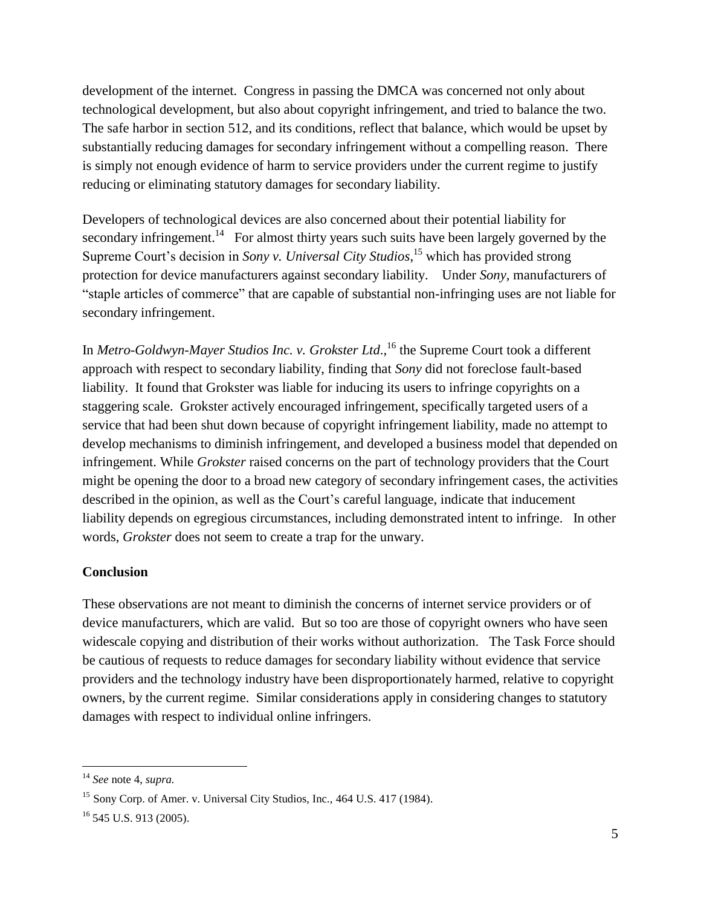development of the internet. Congress in passing the DMCA was concerned not only about technological development, but also about copyright infringement, and tried to balance the two. The safe harbor in section 512, and its conditions, reflect that balance, which would be upset by substantially reducing damages for secondary infringement without a compelling reason. There is simply not enough evidence of harm to service providers under the current regime to justify reducing or eliminating statutory damages for secondary liability.

Developers of technological devices are also concerned about their potential liability for secondary infringement.[14] For almost thirty years such suits have been largely governed by the Supreme Court's decision in *Sony v. Universal City Studios*,[15] which has provided strong protection for device manufacturers against secondary liability. Under *Sony*, manufacturers of "staple articles of commerce" that are capable of substantial non-infringing uses are not liable for secondary infringement.

In *Metro-Goldwyn-Mayer Studios Inc. v. Grokster Ltd*.,[16] the Supreme Court took a different approach with respect to secondary liability, finding that *Sony* did not foreclose fault-based liability. It found that Grokster was liable for inducing its users to infringe copyrights on a staggering scale. Grokster actively encouraged infringement, specifically targeted users of a service that had been shut down because of copyright infringement liability, made no attempt to develop mechanisms to diminish infringement, and developed a business model that depended on infringement. While *Grokster* raised concerns on the part of technology providers that the Court might be opening the door to a broad new category of secondary infringement cases, the activities described in the opinion, as well as the Court's careful language, indicate that inducement liability depends on egregious circumstances, including demonstrated intent to infringe. In other words, *Grokster* does not seem to create a trap for the unwary.

**Conclusion**

These observations are not meant to diminish the concerns of internet service providers or of device manufacturers, which are valid. But so too are those of copyright owners who have seen widescale copying and distribution of their works without authorization. The Task Force should be cautious of requests to reduce damages for secondary liability without evidence that service providers and the technology industry have been disproportionately harmed, relative to copyright owners, by the current regime. Similar considerations apply in considering changes to statutory damages with respect to individual online infringers.

---

[14] *See* note 4, *supra.*

[15] Sony Corp. of Amer. v. Universal City Studios, Inc., 464 U.S. 417 (1984).

[16] 545 U.S. 913 (2005).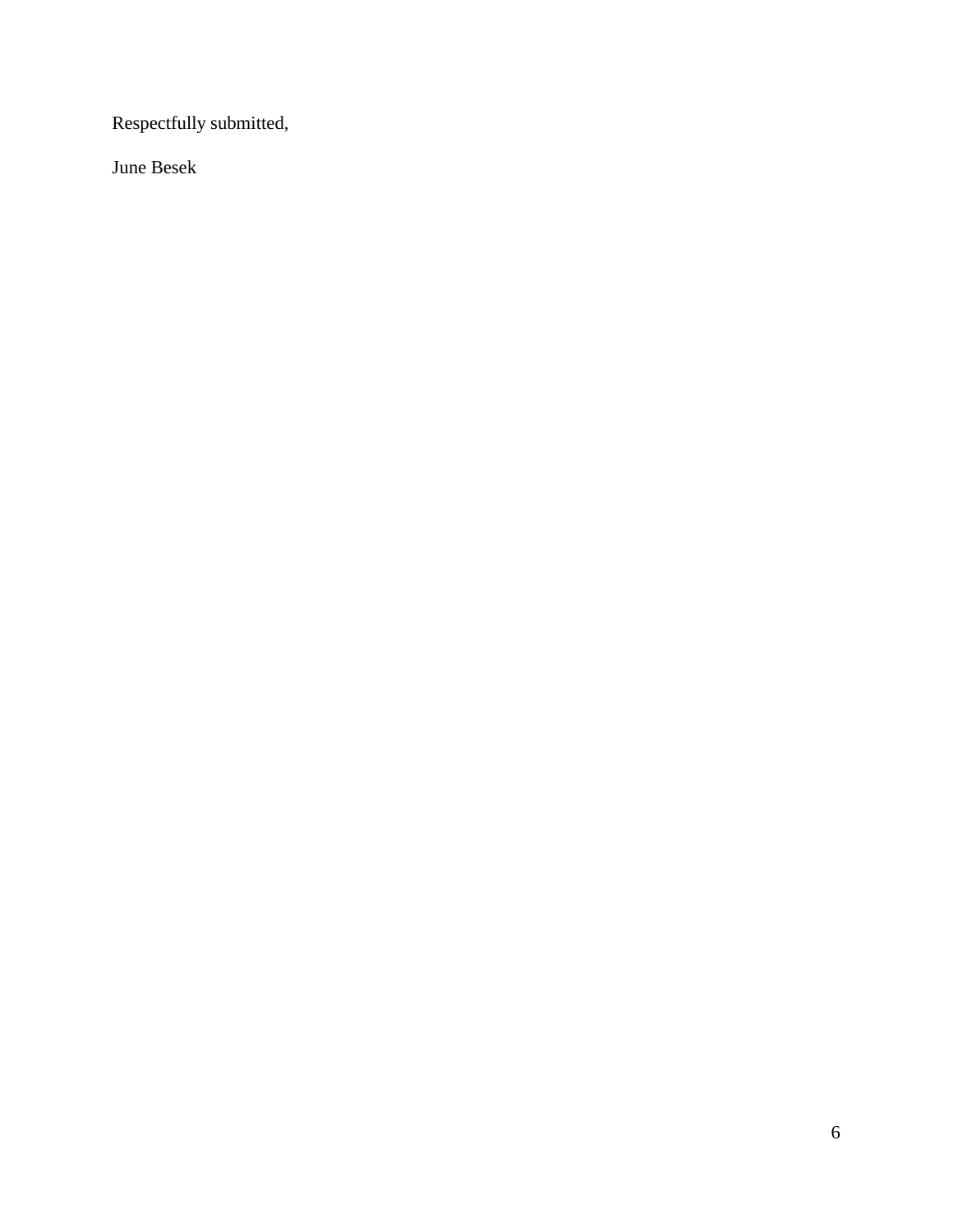Respectfully submitted,

June Besek